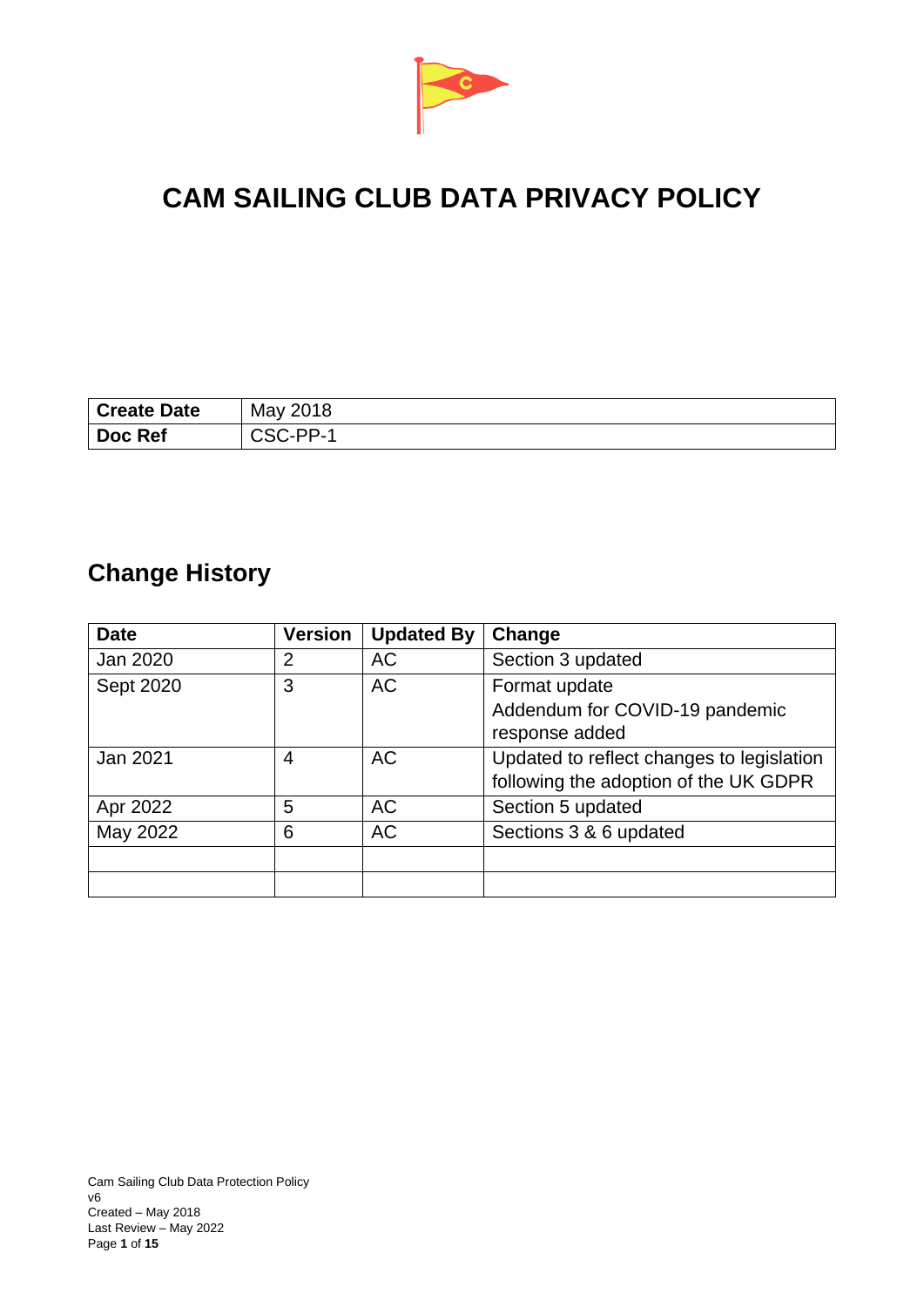# CAM SAILING CLUB DATA PRIVACY POLICY

| **Create Date** | May 2018 |
|---|---|
| **Doc Ref** | CSC-PP-1 |

## Change History

| Date | Version | Updated By | Change |
|---|---|---|---|
| Jan 2020 | 2 | AC | Section 3 updated |
| Sept 2020 | 3 | AC | Format update<br>Addendum for COVID-19 pandemic response added |
| Jan 2021 | 4 | AC | Updated to reflect changes to legislation following the adoption of the UK GDPR |
| Apr 2022 | 5 | AC | Section 5 updated |
| May 2022 | 6 | AC | Sections 3 & 6 updated |
| | | | |
| | | | |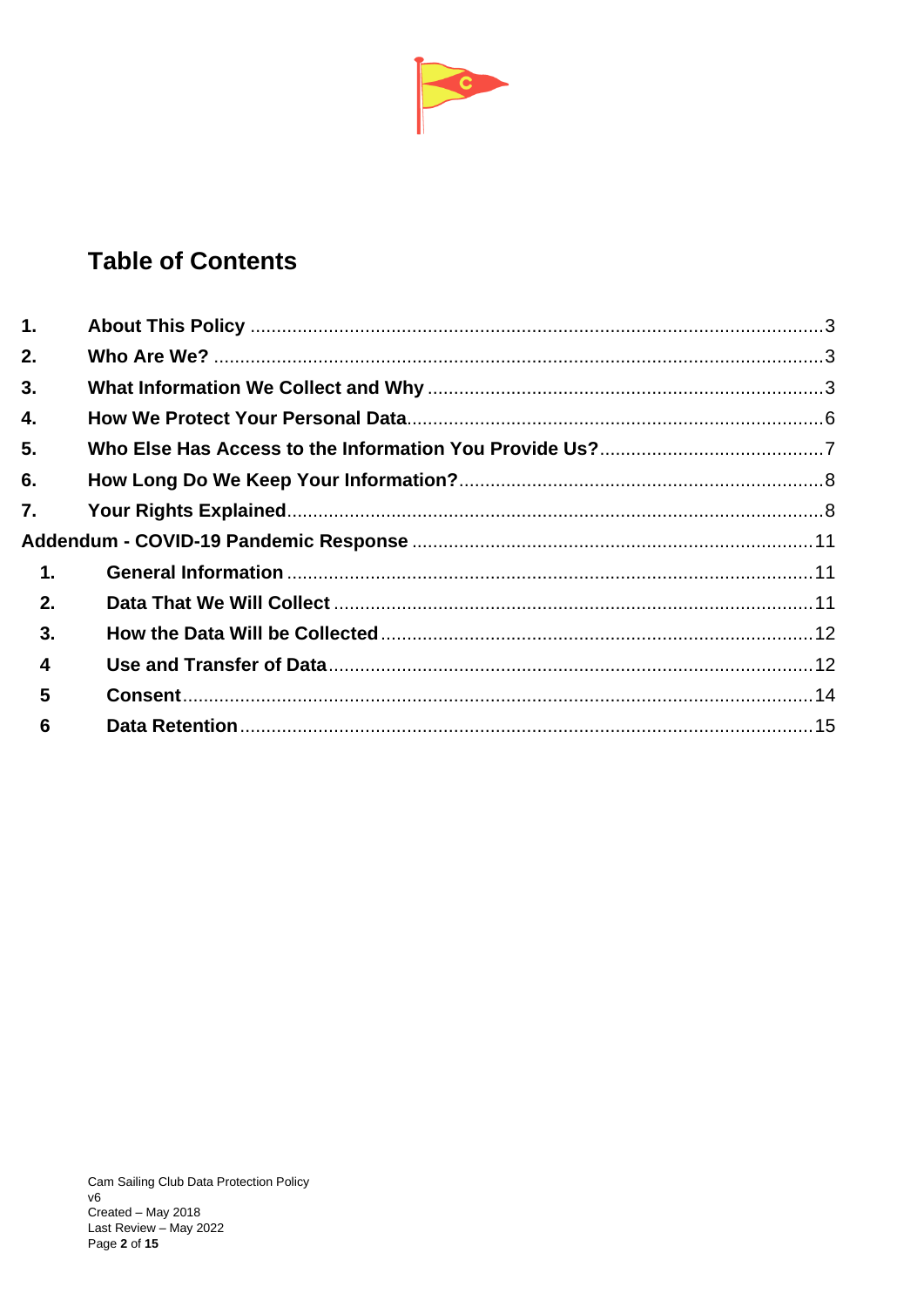# Table of Contents

1. About This Policy ... 3
2. Who Are We? ... 3
3. What Information We Collect and Why ... 3
4. How We Protect Your Personal Data ... 6
5. Who Else Has Access to the Information You Provide Us? ... 7
6. How Long Do We Keep Your Information? ... 8
7. Your Rights Explained ... 8

Addendum - COVID-19 Pandemic Response ... 11

   1. General Information ... 11
   2. Data That We Will Collect ... 11
   3. How the Data Will be Collected ... 12
   4 Use and Transfer of Data ... 12
   5 Consent ... 14
   6 Data Retention ... 15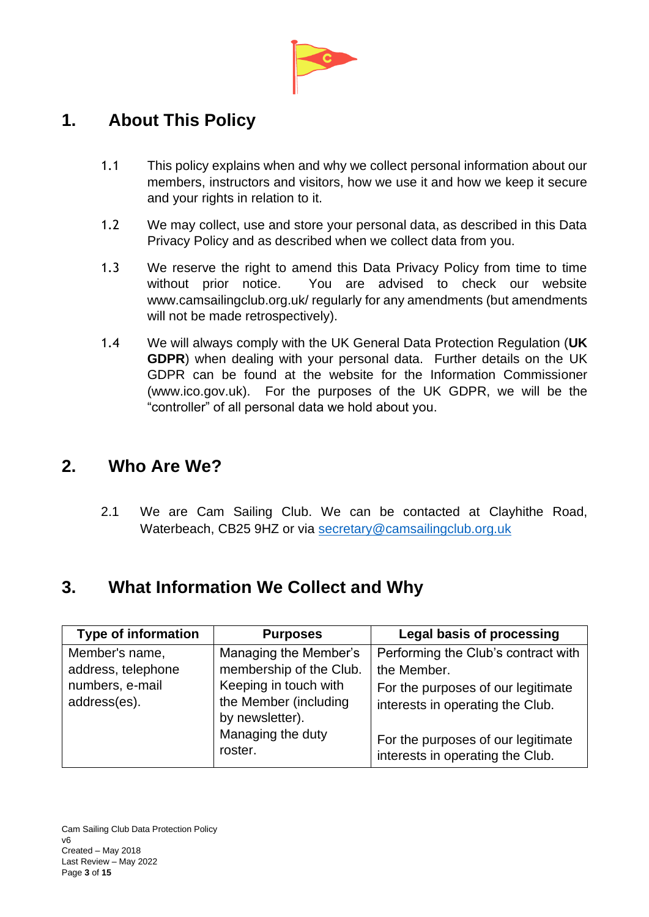## 1. About This Policy

1.1 This policy explains when and why we collect personal information about our members, instructors and visitors, how we use it and how we keep it secure and your rights in relation to it.

1.2 We may collect, use and store your personal data, as described in this Data Privacy Policy and as described when we collect data from you.

1.3 We reserve the right to amend this Data Privacy Policy from time to time without prior notice. You are advised to check our website www.camsailingclub.org.uk/ regularly for any amendments (but amendments will not be made retrospectively).

1.4 We will always comply with the UK General Data Protection Regulation (**UK GDPR**) when dealing with your personal data. Further details on the UK GDPR can be found at the website for the Information Commissioner (www.ico.gov.uk). For the purposes of the UK GDPR, we will be the "controller" of all personal data we hold about you.

## 2. Who Are We?

2.1 We are Cam Sailing Club. We can be contacted at Clayhithe Road, Waterbeach, CB25 9HZ or via secretary@camsailingclub.org.uk

## 3. What Information We Collect and Why

| Type of information | Purposes | Legal basis of processing |
| --- | --- | --- |
| Member's name, address, telephone numbers, e-mail address(es). | Managing the Member's membership of the Club. Keeping in touch with the Member (including by newsletter). Managing the duty roster. | Performing the Club's contract with the Member. For the purposes of our legitimate interests in operating the Club. For the purposes of our legitimate interests in operating the Club. |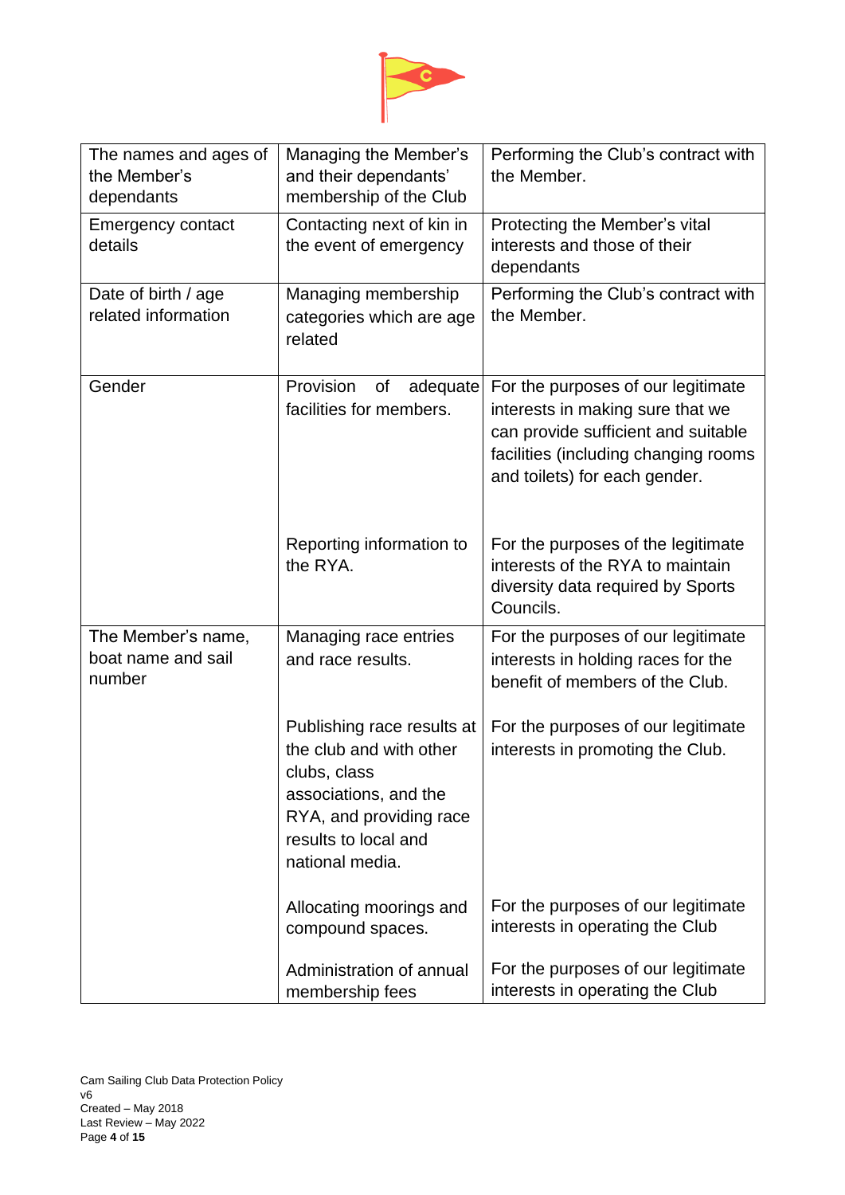| | | |
|---|---|---|
| The names and ages of the Member's dependants | Managing the Member's and their dependants' membership of the Club | Performing the Club's contract with the Member. |
| Emergency contact details | Contacting next of kin in the event of emergency | Protecting the Member's vital interests and those of their dependants |
| Date of birth / age related information | Managing membership categories which are age related | Performing the Club's contract with the Member. |
| Gender | Provision of adequate facilities for members. | For the purposes of our legitimate interests in making sure that we can provide sufficient and suitable facilities (including changing rooms and toilets) for each gender. |
| | Reporting information to the RYA. | For the purposes of the legitimate interests of the RYA to maintain diversity data required by Sports Councils. |
| The Member's name, boat name and sail number | Managing race entries and race results. | For the purposes of our legitimate interests in holding races for the benefit of members of the Club. |
| | Publishing race results at the club and with other clubs, class associations, and the RYA, and providing race results to local and national media. | For the purposes of our legitimate interests in promoting the Club. |
| | Allocating moorings and compound spaces. | For the purposes of our legitimate interests in operating the Club |
| | Administration of annual membership fees | For the purposes of our legitimate interests in operating the Club |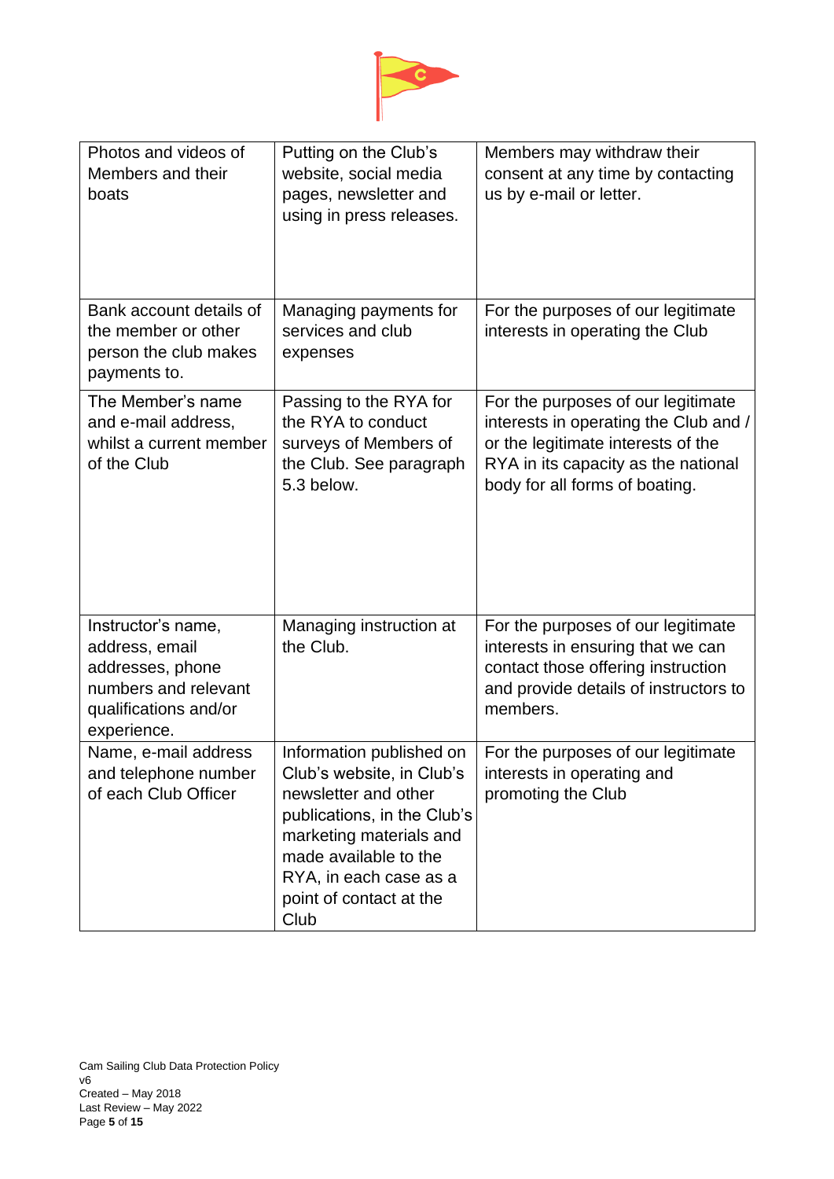| Photos and videos of Members and their boats | Putting on the Club's website, social media pages, newsletter and using in press releases. | Members may withdraw their consent at any time by contacting us by e-mail or letter. |
|---|---|---|
| Bank account details of the member or other person the club makes payments to. | Managing payments for services and club expenses | For the purposes of our legitimate interests in operating the Club |
| The Member's name and e-mail address, whilst a current member of the Club | Passing to the RYA for the RYA to conduct surveys of Members of the Club. See paragraph 5.3 below. | For the purposes of our legitimate interests in operating the Club and / or the legitimate interests of the RYA in its capacity as the national body for all forms of boating. |
| Instructor's name, address, email addresses, phone numbers and relevant qualifications and/or experience. | Managing instruction at the Club. | For the purposes of our legitimate interests in ensuring that we can contact those offering instruction and provide details of instructors to members. |
| Name, e-mail address and telephone number of each Club Officer | Information published on Club's website, in Club's newsletter and other publications, in the Club's marketing materials and made available to the RYA, in each case as a point of contact at the Club | For the purposes of our legitimate interests in operating and promoting the Club |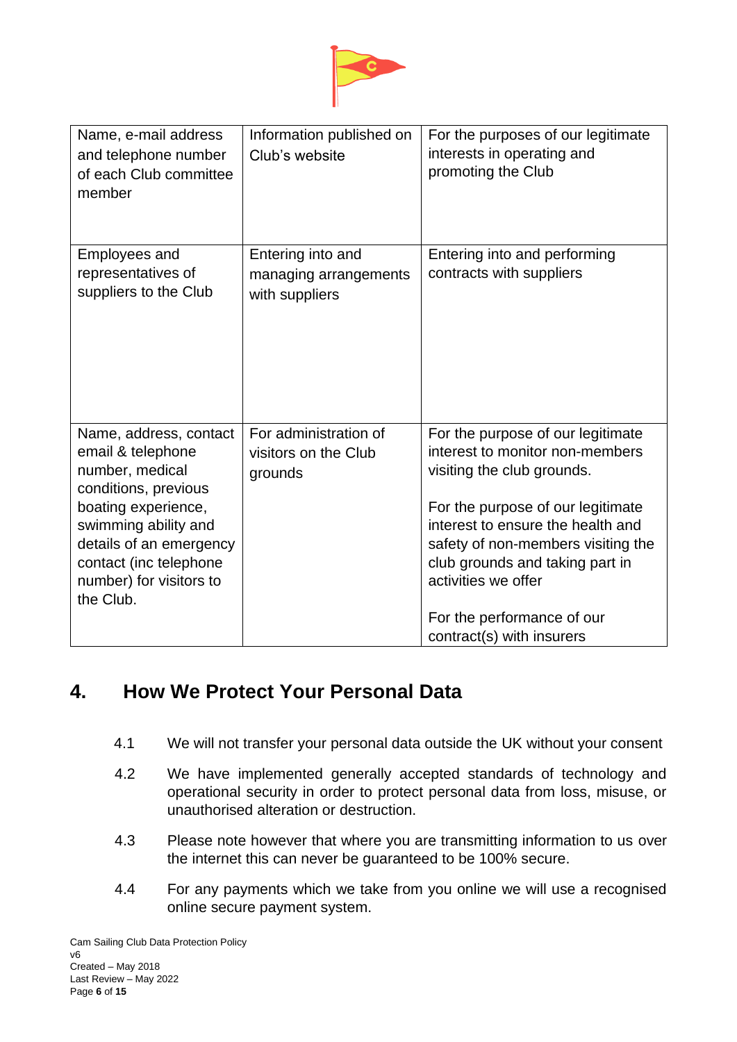| | | |
|---|---|---|
| Name, e-mail address and telephone number of each Club committee member | Information published on Club's website | For the purposes of our legitimate interests in operating and promoting the Club |
| Employees and representatives of suppliers to the Club | Entering into and managing arrangements with suppliers | Entering into and performing contracts with suppliers |
| Name, address, contact email & telephone number, medical conditions, previous boating experience, swimming ability and details of an emergency contact (inc telephone number) for visitors to the Club. | For administration of visitors on the Club grounds | For the purpose of our legitimate interest to monitor non-members visiting the club grounds.<br><br>For the purpose of our legitimate interest to ensure the health and safety of non-members visiting the club grounds and taking part in activities we offer<br><br>For the performance of our contract(s) with insurers |

## 4. How We Protect Your Personal Data

4.1 We will not transfer your personal data outside the UK without your consent

4.2 We have implemented generally accepted standards of technology and operational security in order to protect personal data from loss, misuse, or unauthorised alteration or destruction.

4.3 Please note however that where you are transmitting information to us over the internet this can never be guaranteed to be 100% secure.

4.4 For any payments which we take from you online we will use a recognised online secure payment system.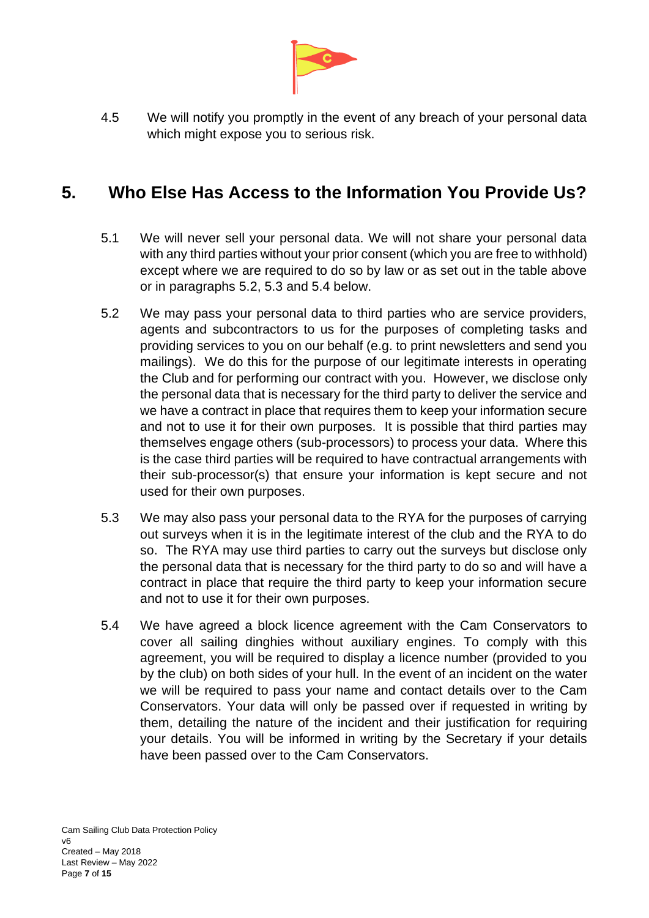4.5 We will notify you promptly in the event of any breach of your personal data which might expose you to serious risk.

## 5. Who Else Has Access to the Information You Provide Us?

5.1 We will never sell your personal data. We will not share your personal data with any third parties without your prior consent (which you are free to withhold) except where we are required to do so by law or as set out in the table above or in paragraphs 5.2, 5.3 and 5.4 below.

5.2 We may pass your personal data to third parties who are service providers, agents and subcontractors to us for the purposes of completing tasks and providing services to you on our behalf (e.g. to print newsletters and send you mailings). We do this for the purpose of our legitimate interests in operating the Club and for performing our contract with you. However, we disclose only the personal data that is necessary for the third party to deliver the service and we have a contract in place that requires them to keep your information secure and not to use it for their own purposes. It is possible that third parties may themselves engage others (sub-processors) to process your data. Where this is the case third parties will be required to have contractual arrangements with their sub-processor(s) that ensure your information is kept secure and not used for their own purposes.

5.3 We may also pass your personal data to the RYA for the purposes of carrying out surveys when it is in the legitimate interest of the club and the RYA to do so. The RYA may use third parties to carry out the surveys but disclose only the personal data that is necessary for the third party to do so and will have a contract in place that require the third party to keep your information secure and not to use it for their own purposes.

5.4 We have agreed a block licence agreement with the Cam Conservators to cover all sailing dinghies without auxiliary engines. To comply with this agreement, you will be required to display a licence number (provided to you by the club) on both sides of your hull. In the event of an incident on the water we will be required to pass your name and contact details over to the Cam Conservators. Your data will only be passed over if requested in writing by them, detailing the nature of the incident and their justification for requiring your details. You will be informed in writing by the Secretary if your details have been passed over to the Cam Conservators.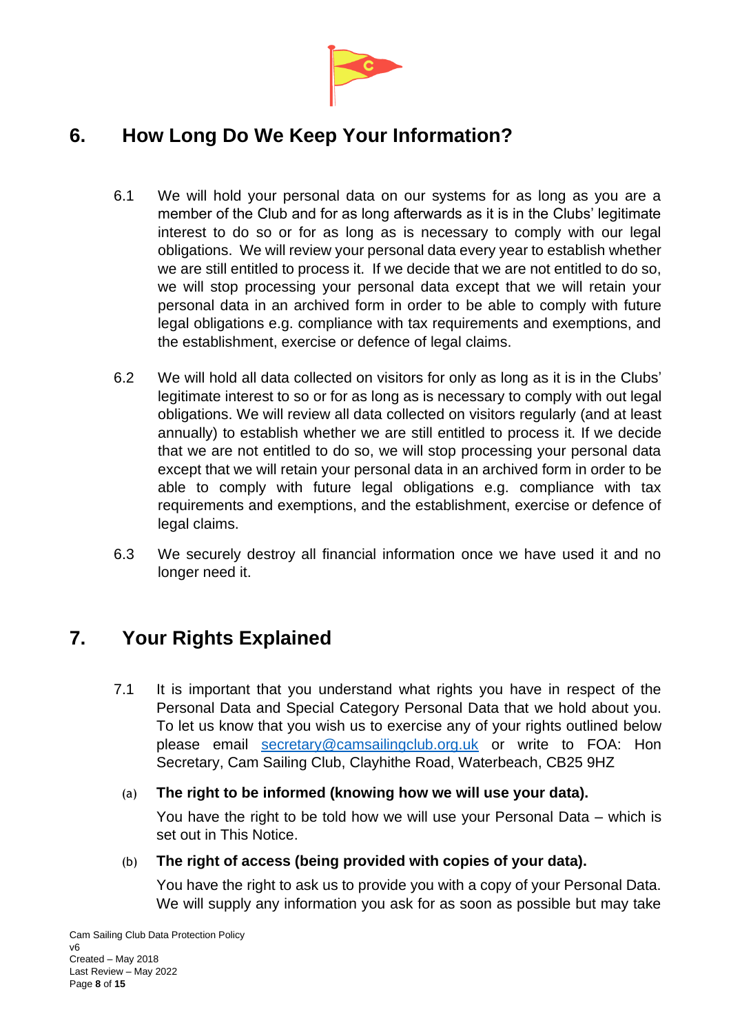## 6. How Long Do We Keep Your Information?

6.1 We will hold your personal data on our systems for as long as you are a member of the Club and for as long afterwards as it is in the Clubs' legitimate interest to do so or for as long as is necessary to comply with our legal obligations. We will review your personal data every year to establish whether we are still entitled to process it. If we decide that we are not entitled to do so, we will stop processing your personal data except that we will retain your personal data in an archived form in order to be able to comply with future legal obligations e.g. compliance with tax requirements and exemptions, and the establishment, exercise or defence of legal claims.

6.2 We will hold all data collected on visitors for only as long as it is in the Clubs' legitimate interest to so or for as long as is necessary to comply with out legal obligations. We will review all data collected on visitors regularly (and at least annually) to establish whether we are still entitled to process it. If we decide that we are not entitled to do so, we will stop processing your personal data except that we will retain your personal data in an archived form in order to be able to comply with future legal obligations e.g. compliance with tax requirements and exemptions, and the establishment, exercise or defence of legal claims.

6.3 We securely destroy all financial information once we have used it and no longer need it.

## 7. Your Rights Explained

7.1 It is important that you understand what rights you have in respect of the Personal Data and Special Category Personal Data that we hold about you. To let us know that you wish us to exercise any of your rights outlined below please email secretary@camsailingclub.org.uk or write to FOA: Hon Secretary, Cam Sailing Club, Clayhithe Road, Waterbeach, CB25 9HZ

(a) **The right to be informed (knowing how we will use your data).**

You have the right to be told how we will use your Personal Data – which is set out in This Notice.

(b) **The right of access (being provided with copies of your data).**

You have the right to ask us to provide you with a copy of your Personal Data. We will supply any information you ask for as soon as possible but may take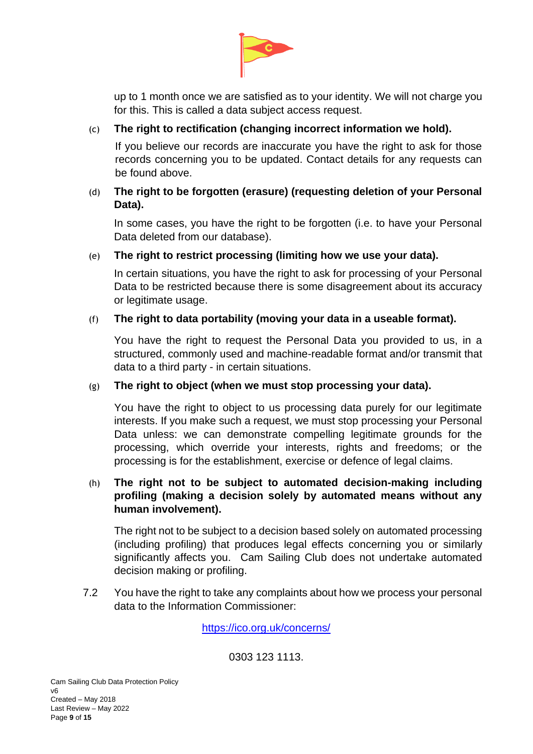up to 1 month once we are satisfied as to your identity. We will not charge you for this. This is called a data subject access request.

(c) **The right to rectification (changing incorrect information we hold).**

If you believe our records are inaccurate you have the right to ask for those records concerning you to be updated. Contact details for any requests can be found above.

(d) **The right to be forgotten (erasure) (requesting deletion of your Personal Data).**

In some cases, you have the right to be forgotten (i.e. to have your Personal Data deleted from our database).

(e) **The right to restrict processing (limiting how we use your data).**

In certain situations, you have the right to ask for processing of your Personal Data to be restricted because there is some disagreement about its accuracy or legitimate usage.

(f) **The right to data portability (moving your data in a useable format).**

You have the right to request the Personal Data you provided to us, in a structured, commonly used and machine-readable format and/or transmit that data to a third party - in certain situations.

(g) **The right to object (when we must stop processing your data).**

You have the right to object to us processing data purely for our legitimate interests. If you make such a request, we must stop processing your Personal Data unless: we can demonstrate compelling legitimate grounds for the processing, which override your interests, rights and freedoms; or the processing is for the establishment, exercise or defence of legal claims.

(h) **The right not to be subject to automated decision-making including profiling (making a decision solely by automated means without any human involvement).**

The right not to be subject to a decision based solely on automated processing (including profiling) that produces legal effects concerning you or similarly significantly affects you. Cam Sailing Club does not undertake automated decision making or profiling.

7.2 You have the right to take any complaints about how we process your personal data to the Information Commissioner:

https://ico.org.uk/concerns/

0303 123 1113.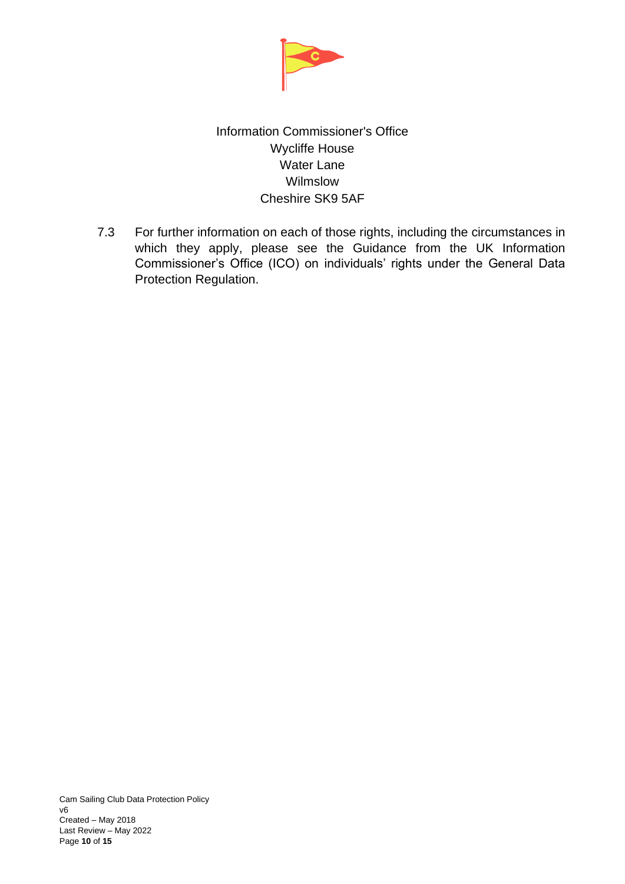Information Commissioner's Office  
Wycliffe House  
Water Lane  
Wilmslow  
Cheshire SK9 5AF

7.3 For further information on each of those rights, including the circumstances in which they apply, please see the Guidance from the UK Information Commissioner's Office (ICO) on individuals' rights under the General Data Protection Regulation.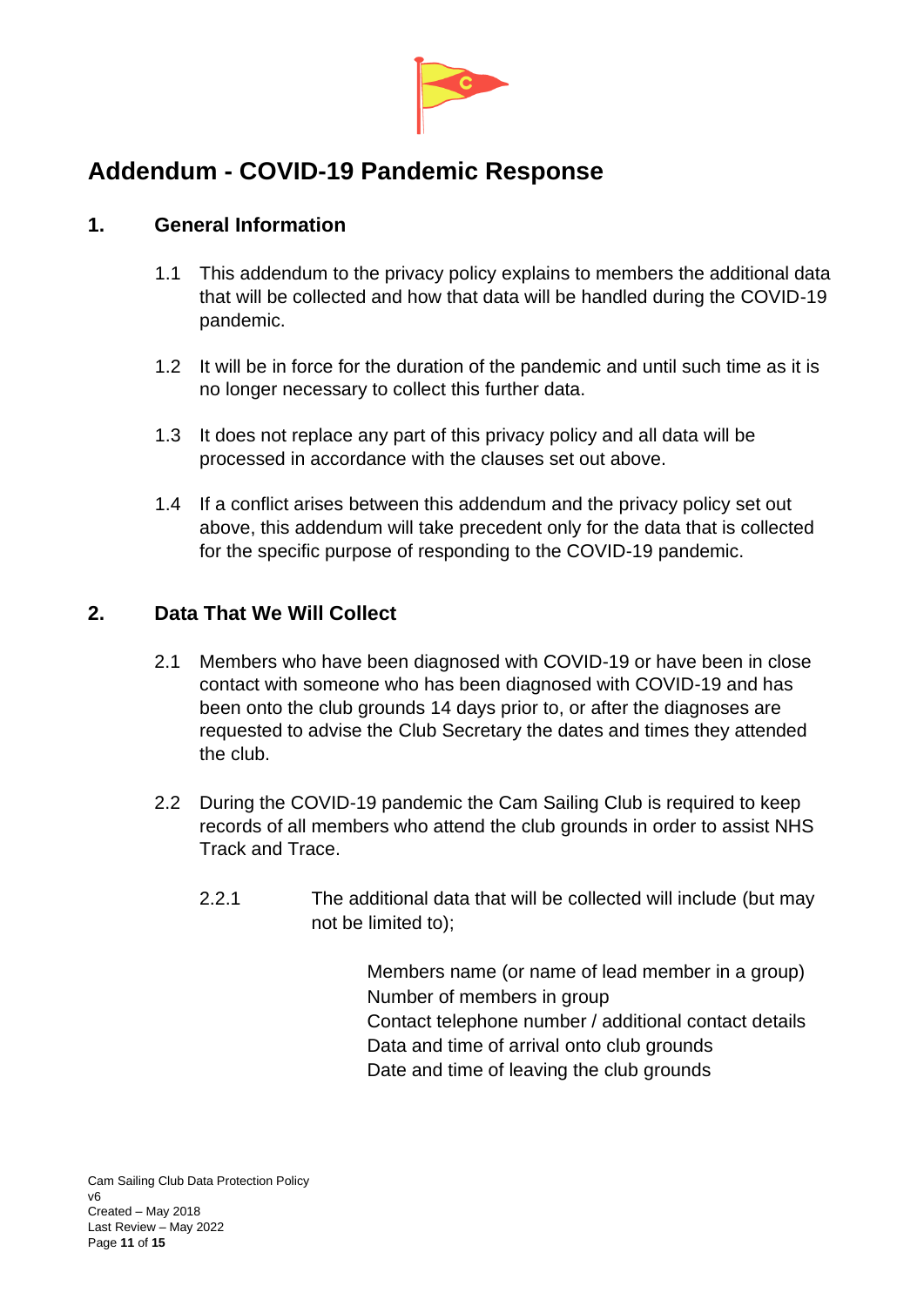# Addendum - COVID-19 Pandemic Response

## 1. General Information

1.1 This addendum to the privacy policy explains to members the additional data that will be collected and how that data will be handled during the COVID-19 pandemic.

1.2 It will be in force for the duration of the pandemic and until such time as it is no longer necessary to collect this further data.

1.3 It does not replace any part of this privacy policy and all data will be processed in accordance with the clauses set out above.

1.4 If a conflict arises between this addendum and the privacy policy set out above, this addendum will take precedent only for the data that is collected for the specific purpose of responding to the COVID-19 pandemic.

## 2. Data That We Will Collect

2.1 Members who have been diagnosed with COVID-19 or have been in close contact with someone who has been diagnosed with COVID-19 and has been onto the club grounds 14 days prior to, or after the diagnoses are requested to advise the Club Secretary the dates and times they attended the club.

2.2 During the COVID-19 pandemic the Cam Sailing Club is required to keep records of all members who attend the club grounds in order to assist NHS Track and Trace.

2.2.1 The additional data that will be collected will include (but may not be limited to);

Members name (or name of lead member in a group)
Number of members in group
Contact telephone number / additional contact details
Data and time of arrival onto club grounds
Date and time of leaving the club grounds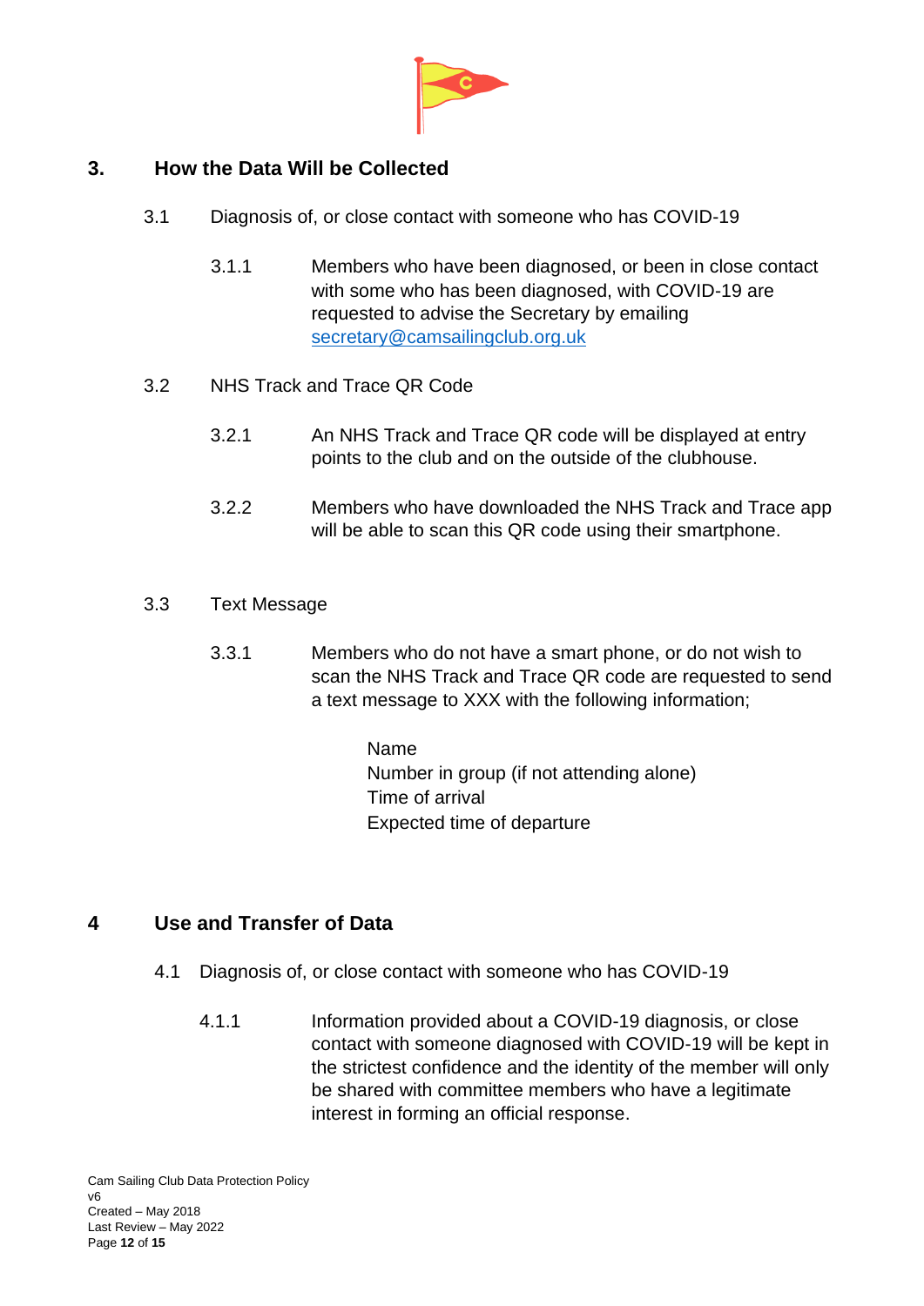## 3. How the Data Will be Collected

### 3.1 Diagnosis of, or close contact with someone who has COVID-19

3.1.1 Members who have been diagnosed, or been in close contact with some who has been diagnosed, with COVID-19 are requested to advise the Secretary by emailing secretary@camsailingclub.org.uk

### 3.2 NHS Track and Trace QR Code

3.2.1 An NHS Track and Trace QR code will be displayed at entry points to the club and on the outside of the clubhouse.

3.2.2 Members who have downloaded the NHS Track and Trace app will be able to scan this QR code using their smartphone.

### 3.3 Text Message

3.3.1 Members who do not have a smart phone, or do not wish to scan the NHS Track and Trace QR code are requested to send a text message to XXX with the following information;

Name
Number in group (if not attending alone)
Time of arrival
Expected time of departure

## 4 Use and Transfer of Data

### 4.1 Diagnosis of, or close contact with someone who has COVID-19

4.1.1 Information provided about a COVID-19 diagnosis, or close contact with someone diagnosed with COVID-19 will be kept in the strictest confidence and the identity of the member will only be shared with committee members who have a legitimate interest in forming an official response.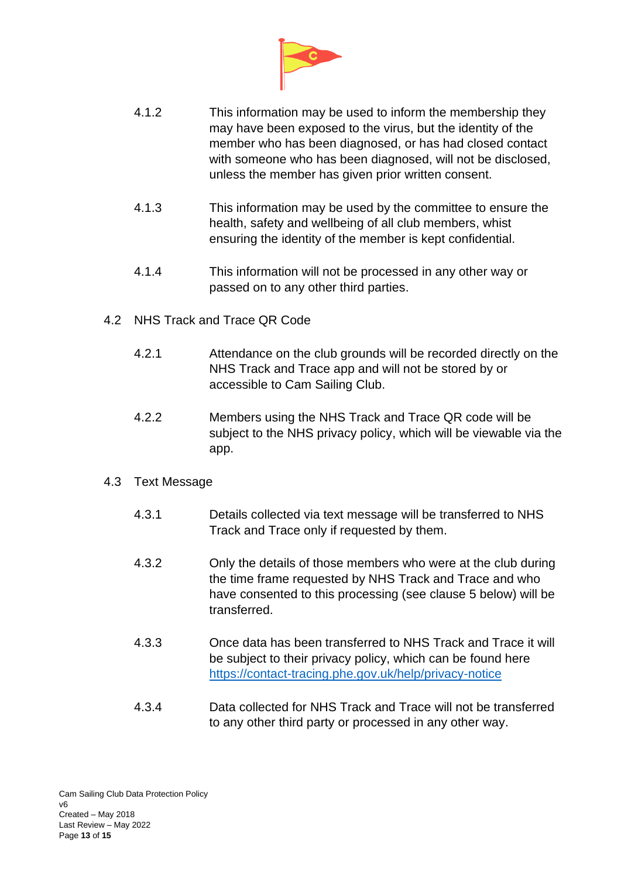4.1.2 This information may be used to inform the membership they may have been exposed to the virus, but the identity of the member who has been diagnosed, or has had closed contact with someone who has been diagnosed, will not be disclosed, unless the member has given prior written consent.

4.1.3 This information may be used by the committee to ensure the health, safety and wellbeing of all club members, whist ensuring the identity of the member is kept confidential.

4.1.4 This information will not be processed in any other way or passed on to any other third parties.

4.2 NHS Track and Trace QR Code

4.2.1 Attendance on the club grounds will be recorded directly on the NHS Track and Trace app and will not be stored by or accessible to Cam Sailing Club.

4.2.2 Members using the NHS Track and Trace QR code will be subject to the NHS privacy policy, which will be viewable via the app.

4.3 Text Message

4.3.1 Details collected via text message will be transferred to NHS Track and Trace only if requested by them.

4.3.2 Only the details of those members who were at the club during the time frame requested by NHS Track and Trace and who have consented to this processing (see clause 5 below) will be transferred.

4.3.3 Once data has been transferred to NHS Track and Trace it will be subject to their privacy policy, which can be found here [https://contact-tracing.phe.gov.uk/help/privacy-notice](https://contact-tracing.phe.gov.uk/help/privacy-notice)

4.3.4 Data collected for NHS Track and Trace will not be transferred to any other third party or processed in any other way.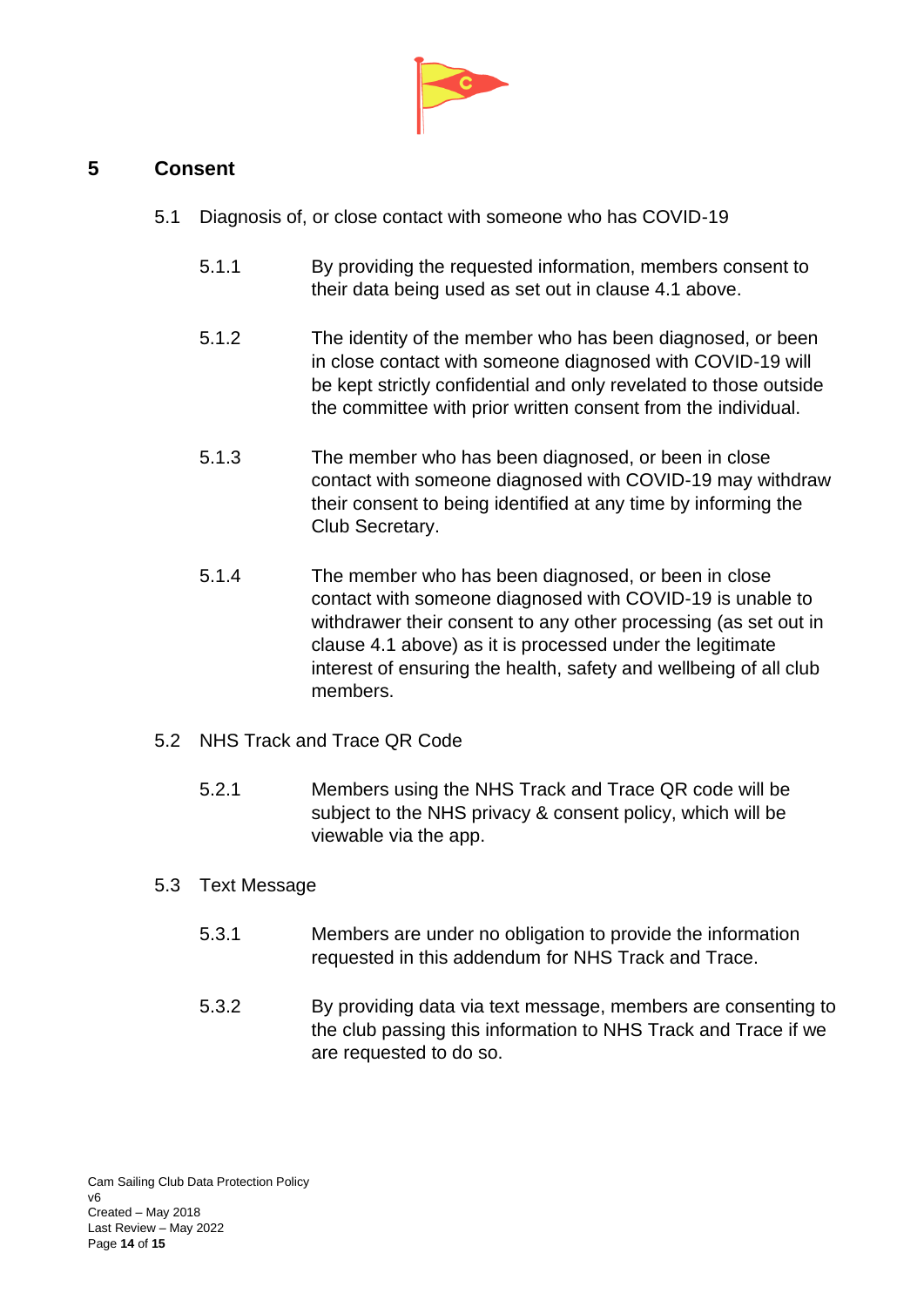## 5 Consent

### 5.1 Diagnosis of, or close contact with someone who has COVID-19

5.1.1 By providing the requested information, members consent to their data being used as set out in clause 4.1 above.

5.1.2 The identity of the member who has been diagnosed, or been in close contact with someone diagnosed with COVID-19 will be kept strictly confidential and only revelated to those outside the committee with prior written consent from the individual.

5.1.3 The member who has been diagnosed, or been in close contact with someone diagnosed with COVID-19 may withdraw their consent to being identified at any time by informing the Club Secretary.

5.1.4 The member who has been diagnosed, or been in close contact with someone diagnosed with COVID-19 is unable to withdrawer their consent to any other processing (as set out in clause 4.1 above) as it is processed under the legitimate interest of ensuring the health, safety and wellbeing of all club members.

### 5.2 NHS Track and Trace QR Code

5.2.1 Members using the NHS Track and Trace QR code will be subject to the NHS privacy & consent policy, which will be viewable via the app.

### 5.3 Text Message

5.3.1 Members are under no obligation to provide the information requested in this addendum for NHS Track and Trace.

5.3.2 By providing data via text message, members are consenting to the club passing this information to NHS Track and Trace if we are requested to do so.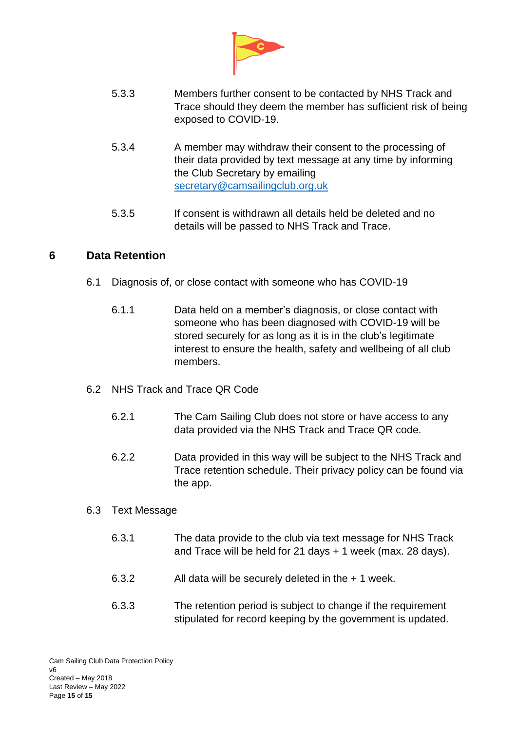5.3.3 Members further consent to be contacted by NHS Track and Trace should they deem the member has sufficient risk of being exposed to COVID-19.

5.3.4 A member may withdraw their consent to the processing of their data provided by text message at any time by informing the Club Secretary by emailing secretary@camsailingclub.org.uk

5.3.5 If consent is withdrawn all details held be deleted and no details will be passed to NHS Track and Trace.

## 6 Data Retention

6.1 Diagnosis of, or close contact with someone who has COVID-19

6.1.1 Data held on a member's diagnosis, or close contact with someone who has been diagnosed with COVID-19 will be stored securely for as long as it is in the club's legitimate interest to ensure the health, safety and wellbeing of all club members.

6.2 NHS Track and Trace QR Code

6.2.1 The Cam Sailing Club does not store or have access to any data provided via the NHS Track and Trace QR code.

6.2.2 Data provided in this way will be subject to the NHS Track and Trace retention schedule. Their privacy policy can be found via the app.

6.3 Text Message

6.3.1 The data provide to the club via text message for NHS Track and Trace will be held for 21 days + 1 week (max. 28 days).

6.3.2 All data will be securely deleted in the + 1 week.

6.3.3 The retention period is subject to change if the requirement stipulated for record keeping by the government is updated.